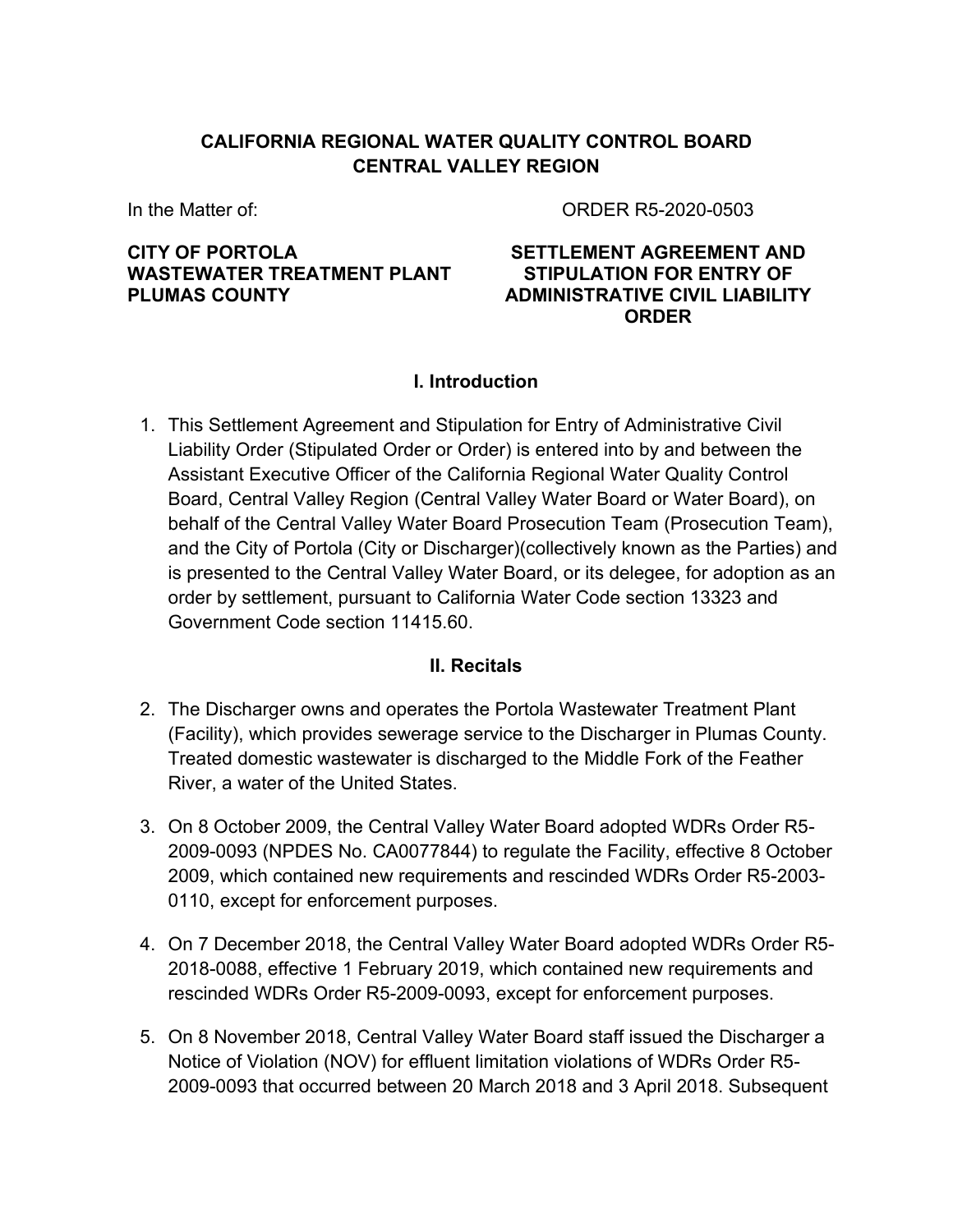**CALIFORNIA REGIONAL WATER QUALITY CONTROL BOARD**
**CENTRAL VALLEY REGION**

In the Matter of:

**CITY OF PORTOLA**
**WASTEWATER TREATMENT PLANT**
**PLUMAS COUNTY**

ORDER R5-2020-0503

**SETTLEMENT AGREEMENT AND STIPULATION FOR ENTRY OF ADMINISTRATIVE CIVIL LIABILITY ORDER**

## I. Introduction

1. This Settlement Agreement and Stipulation for Entry of Administrative Civil Liability Order (Stipulated Order or Order) is entered into by and between the Assistant Executive Officer of the California Regional Water Quality Control Board, Central Valley Region (Central Valley Water Board or Water Board), on behalf of the Central Valley Water Board Prosecution Team (Prosecution Team), and the City of Portola (City or Discharger)(collectively known as the Parties) and is presented to the Central Valley Water Board, or its delegee, for adoption as an order by settlement, pursuant to California Water Code section 13323 and Government Code section 11415.60.

## II. Recitals

2. The Discharger owns and operates the Portola Wastewater Treatment Plant (Facility), which provides sewerage service to the Discharger in Plumas County. Treated domestic wastewater is discharged to the Middle Fork of the Feather River, a water of the United States.

3. On 8 October 2009, the Central Valley Water Board adopted WDRs Order R5-2009-0093 (NPDES No. CA0077844) to regulate the Facility, effective 8 October 2009, which contained new requirements and rescinded WDRs Order R5-2003-0110, except for enforcement purposes.

4. On 7 December 2018, the Central Valley Water Board adopted WDRs Order R5-2018-0088, effective 1 February 2019, which contained new requirements and rescinded WDRs Order R5-2009-0093, except for enforcement purposes.

5. On 8 November 2018, Central Valley Water Board staff issued the Discharger a Notice of Violation (NOV) for effluent limitation violations of WDRs Order R5-2009-0093 that occurred between 20 March 2018 and 3 April 2018. Subsequent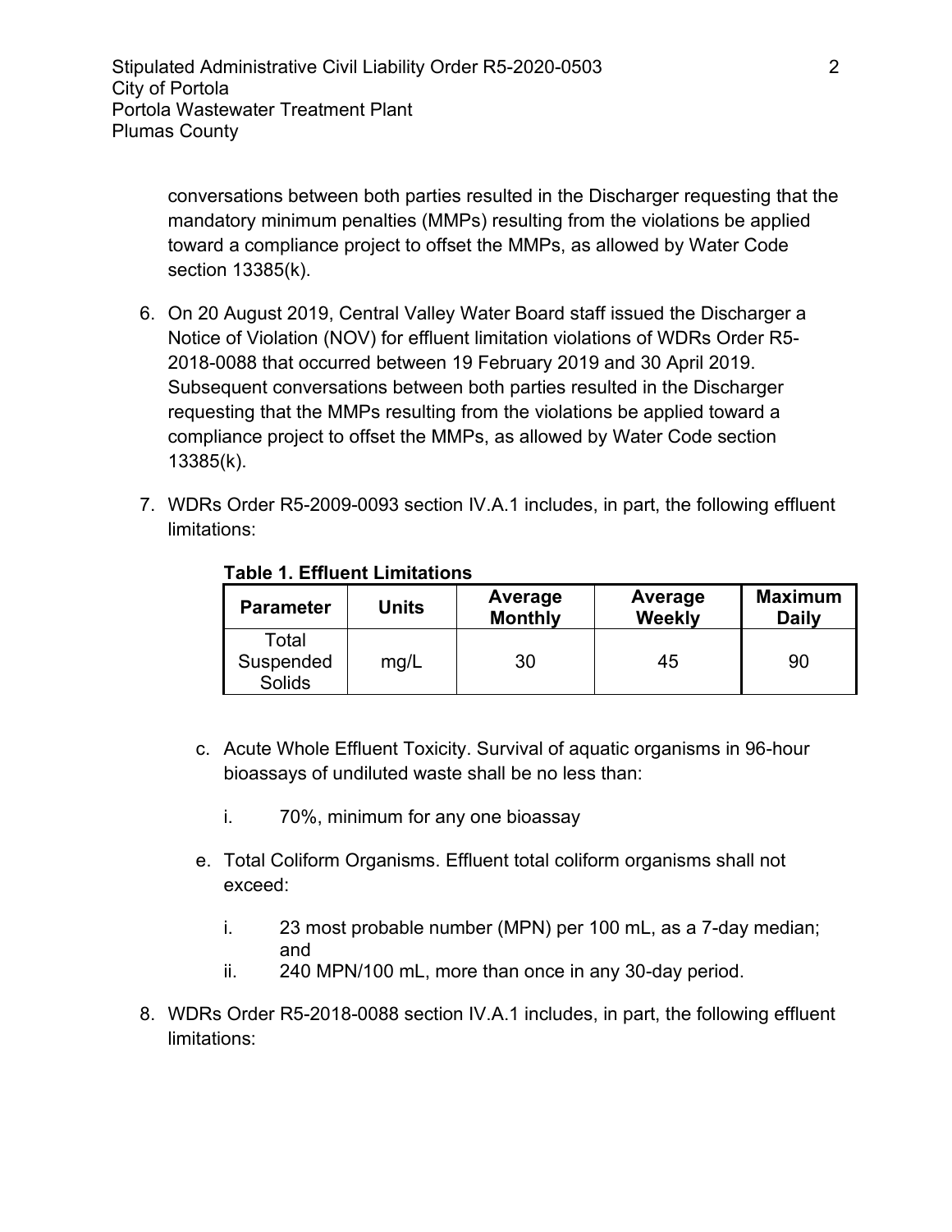conversations between both parties resulted in the Discharger requesting that the mandatory minimum penalties (MMPs) resulting from the violations be applied toward a compliance project to offset the MMPs, as allowed by Water Code section 13385(k).

6. On 20 August 2019, Central Valley Water Board staff issued the Discharger a Notice of Violation (NOV) for effluent limitation violations of WDRs Order R5-2018-0088 that occurred between 19 February 2019 and 30 April 2019. Subsequent conversations between both parties resulted in the Discharger requesting that the MMPs resulting from the violations be applied toward a compliance project to offset the MMPs, as allowed by Water Code section 13385(k).

7. WDRs Order R5-2009-0093 section IV.A.1 includes, in part, the following effluent limitations:

**Table 1. Effluent Limitations**

| Parameter | Units | Average Monthly | Average Weekly | Maximum Daily |
|---|---|---|---|---|
| Total Suspended Solids | mg/L | 30 | 45 | 90 |

   c. Acute Whole Effluent Toxicity. Survival of aquatic organisms in 96-hour bioassays of undiluted waste shall be no less than:

      i. 70%, minimum for any one bioassay

   e. Total Coliform Organisms. Effluent total coliform organisms shall not exceed:

      i. 23 most probable number (MPN) per 100 mL, as a 7-day median; and
      ii. 240 MPN/100 mL, more than once in any 30-day period.

8. WDRs Order R5-2018-0088 section IV.A.1 includes, in part, the following effluent limitations: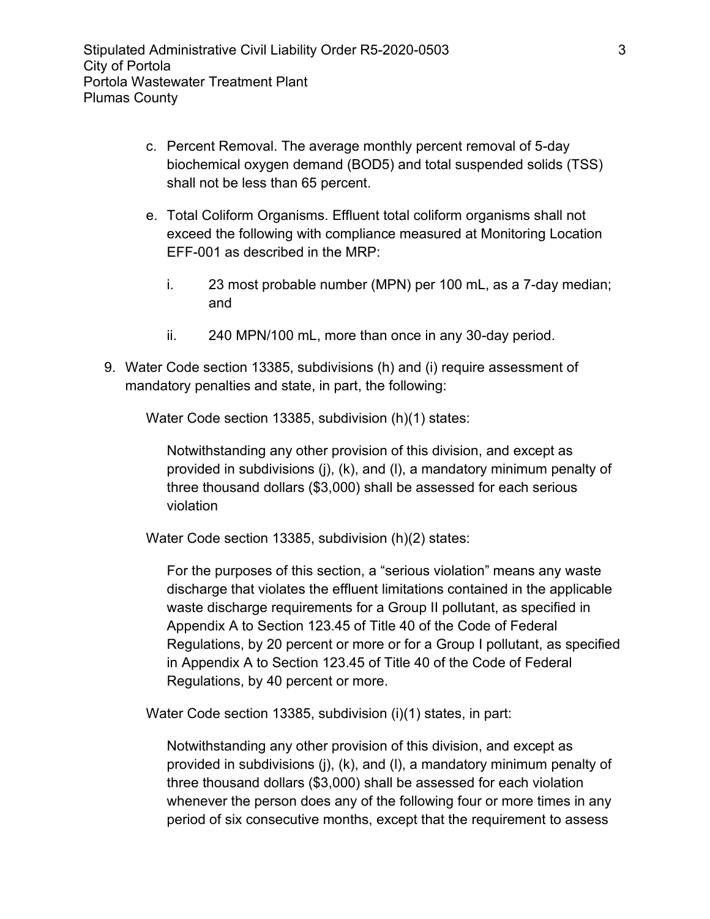c. Percent Removal. The average monthly percent removal of 5-day biochemical oxygen demand (BOD5) and total suspended solids (TSS) shall not be less than 65 percent.

e. Total Coliform Organisms. Effluent total coliform organisms shall not exceed the following with compliance measured at Monitoring Location EFF-001 as described in the MRP:

   i. 23 most probable number (MPN) per 100 mL, as a 7-day median; and

   ii. 240 MPN/100 mL, more than once in any 30-day period.

9. Water Code section 13385, subdivisions (h) and (i) require assessment of mandatory penalties and state, in part, the following:

   Water Code section 13385, subdivision (h)(1) states:

   > Notwithstanding any other provision of this division, and except as provided in subdivisions (j), (k), and (l), a mandatory minimum penalty of three thousand dollars ($3,000) shall be assessed for each serious violation

   Water Code section 13385, subdivision (h)(2) states:

   > For the purposes of this section, a "serious violation" means any waste discharge that violates the effluent limitations contained in the applicable waste discharge requirements for a Group II pollutant, as specified in Appendix A to Section 123.45 of Title 40 of the Code of Federal Regulations, by 20 percent or more or for a Group I pollutant, as specified in Appendix A to Section 123.45 of Title 40 of the Code of Federal Regulations, by 40 percent or more.

   Water Code section 13385, subdivision (i)(1) states, in part:

   > Notwithstanding any other provision of this division, and except as provided in subdivisions (j), (k), and (l), a mandatory minimum penalty of three thousand dollars ($3,000) shall be assessed for each violation whenever the person does any of the following four or more times in any period of six consecutive months, except that the requirement to assess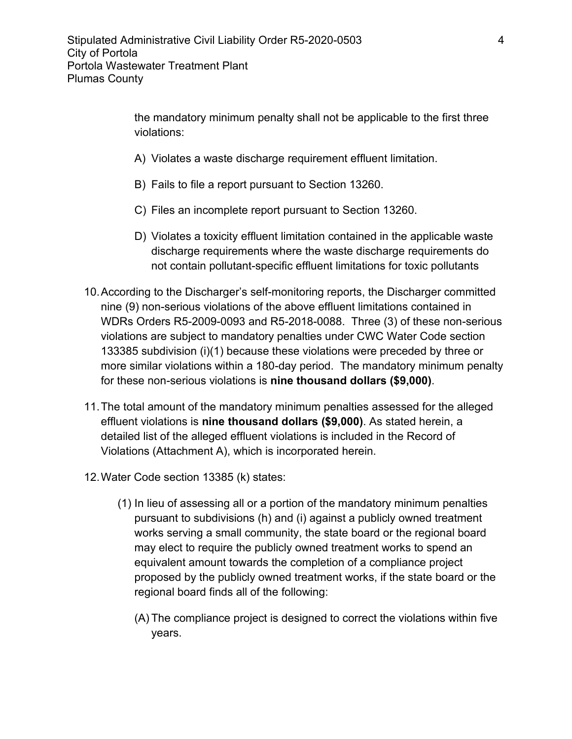the mandatory minimum penalty shall not be applicable to the first three violations:

A) Violates a waste discharge requirement effluent limitation.

B) Fails to file a report pursuant to Section 13260.

C) Files an incomplete report pursuant to Section 13260.

D) Violates a toxicity effluent limitation contained in the applicable waste discharge requirements where the waste discharge requirements do not contain pollutant-specific effluent limitations for toxic pollutants

10. According to the Discharger's self-monitoring reports, the Discharger committed nine (9) non-serious violations of the above effluent limitations contained in WDRs Orders R5-2009-0093 and R5-2018-0088. Three (3) of these non-serious violations are subject to mandatory penalties under CWC Water Code section 133385 subdivision (i)(1) because these violations were preceded by three or more similar violations within a 180-day period. The mandatory minimum penalty for these non-serious violations is **nine thousand dollars ($9,000)**.

11. The total amount of the mandatory minimum penalties assessed for the alleged effluent violations is **nine thousand dollars ($9,000)**. As stated herein, a detailed list of the alleged effluent violations is included in the Record of Violations (Attachment A), which is incorporated herein.

12. Water Code section 13385 (k) states:

    (1) In lieu of assessing all or a portion of the mandatory minimum penalties pursuant to subdivisions (h) and (i) against a publicly owned treatment works serving a small community, the state board or the regional board may elect to require the publicly owned treatment works to spend an equivalent amount towards the completion of a compliance project proposed by the publicly owned treatment works, if the state board or the regional board finds all of the following:

        (A) The compliance project is designed to correct the violations within five years.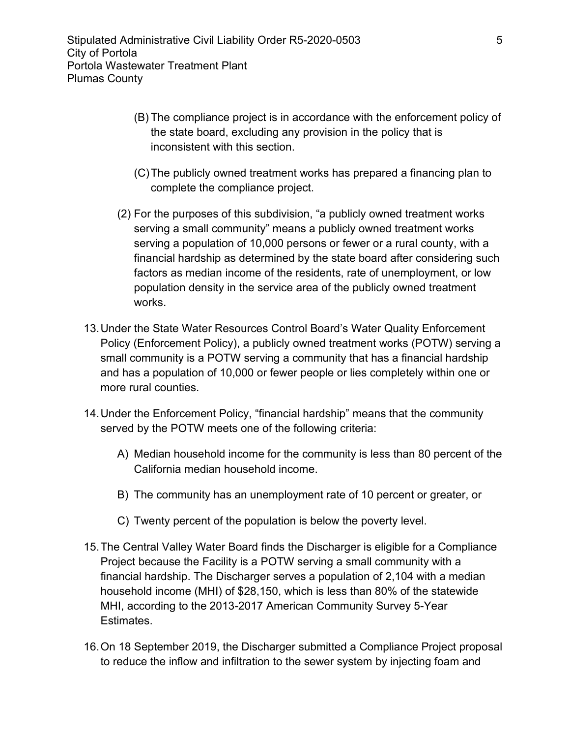(B) The compliance project is in accordance with the enforcement policy of the state board, excluding any provision in the policy that is inconsistent with this section.

(C) The publicly owned treatment works has prepared a financing plan to complete the compliance project.

(2) For the purposes of this subdivision, "a publicly owned treatment works serving a small community" means a publicly owned treatment works serving a population of 10,000 persons or fewer or a rural county, with a financial hardship as determined by the state board after considering such factors as median income of the residents, rate of unemployment, or low population density in the service area of the publicly owned treatment works.

13. Under the State Water Resources Control Board's Water Quality Enforcement Policy (Enforcement Policy), a publicly owned treatment works (POTW) serving a small community is a POTW serving a community that has a financial hardship and has a population of 10,000 or fewer people or lies completely within one or more rural counties.

14. Under the Enforcement Policy, "financial hardship" means that the community served by the POTW meets one of the following criteria:

    A) Median household income for the community is less than 80 percent of the California median household income.

    B) The community has an unemployment rate of 10 percent or greater, or

    C) Twenty percent of the population is below the poverty level.

15. The Central Valley Water Board finds the Discharger is eligible for a Compliance Project because the Facility is a POTW serving a small community with a financial hardship. The Discharger serves a population of 2,104 with a median household income (MHI) of $28,150, which is less than 80% of the statewide MHI, according to the 2013-2017 American Community Survey 5-Year Estimates.

16. On 18 September 2019, the Discharger submitted a Compliance Project proposal to reduce the inflow and infiltration to the sewer system by injecting foam and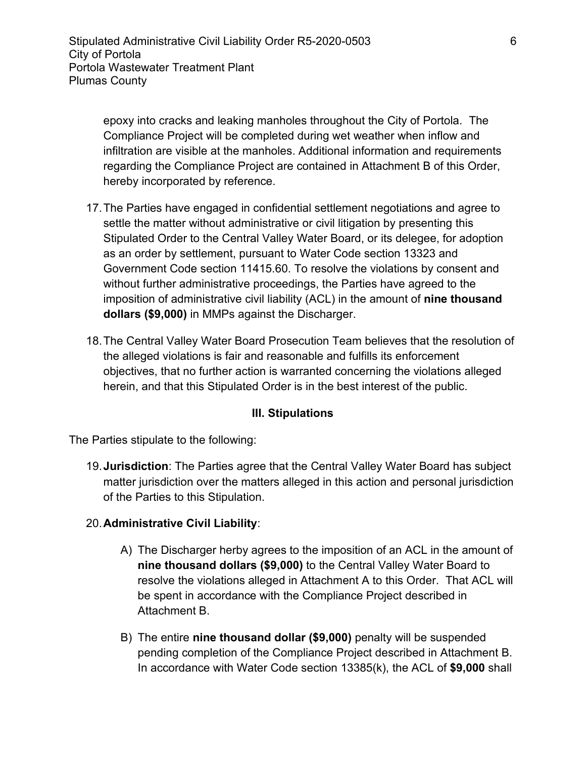epoxy into cracks and leaking manholes throughout the City of Portola. The Compliance Project will be completed during wet weather when inflow and infiltration are visible at the manholes. Additional information and requirements regarding the Compliance Project are contained in Attachment B of this Order, hereby incorporated by reference.

17. The Parties have engaged in confidential settlement negotiations and agree to settle the matter without administrative or civil litigation by presenting this Stipulated Order to the Central Valley Water Board, or its delegee, for adoption as an order by settlement, pursuant to Water Code section 13323 and Government Code section 11415.60. To resolve the violations by consent and without further administrative proceedings, the Parties have agreed to the imposition of administrative civil liability (ACL) in the amount of **nine thousand dollars ($9,000)** in MMPs against the Discharger.

18. The Central Valley Water Board Prosecution Team believes that the resolution of the alleged violations is fair and reasonable and fulfills its enforcement objectives, that no further action is warranted concerning the violations alleged herein, and that this Stipulated Order is in the best interest of the public.

### III. Stipulations

The Parties stipulate to the following:

19. **Jurisdiction**: The Parties agree that the Central Valley Water Board has subject matter jurisdiction over the matters alleged in this action and personal jurisdiction of the Parties to this Stipulation.

20. **Administrative Civil Liability**:

    A) The Discharger herby agrees to the imposition of an ACL in the amount of **nine thousand dollars ($9,000)** to the Central Valley Water Board to resolve the violations alleged in Attachment A to this Order. That ACL will be spent in accordance with the Compliance Project described in Attachment B.

    B) The entire **nine thousand dollar ($9,000)** penalty will be suspended pending completion of the Compliance Project described in Attachment B. In accordance with Water Code section 13385(k), the ACL of **$9,000** shall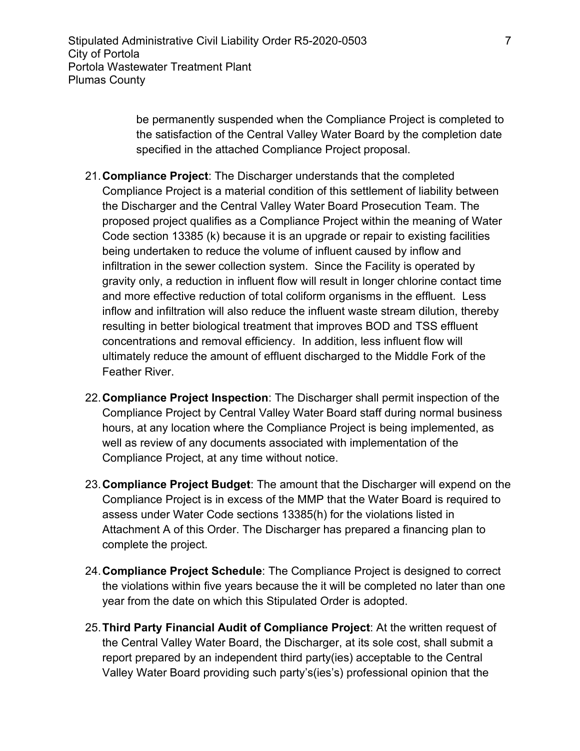be permanently suspended when the Compliance Project is completed to the satisfaction of the Central Valley Water Board by the completion date specified in the attached Compliance Project proposal.

21. **Compliance Project**: The Discharger understands that the completed Compliance Project is a material condition of this settlement of liability between the Discharger and the Central Valley Water Board Prosecution Team. The proposed project qualifies as a Compliance Project within the meaning of Water Code section 13385 (k) because it is an upgrade or repair to existing facilities being undertaken to reduce the volume of influent caused by inflow and infiltration in the sewer collection system. Since the Facility is operated by gravity only, a reduction in influent flow will result in longer chlorine contact time and more effective reduction of total coliform organisms in the effluent. Less inflow and infiltration will also reduce the influent waste stream dilution, thereby resulting in better biological treatment that improves BOD and TSS effluent concentrations and removal efficiency. In addition, less influent flow will ultimately reduce the amount of effluent discharged to the Middle Fork of the Feather River.

22. **Compliance Project Inspection**: The Discharger shall permit inspection of the Compliance Project by Central Valley Water Board staff during normal business hours, at any location where the Compliance Project is being implemented, as well as review of any documents associated with implementation of the Compliance Project, at any time without notice.

23. **Compliance Project Budget**: The amount that the Discharger will expend on the Compliance Project is in excess of the MMP that the Water Board is required to assess under Water Code sections 13385(h) for the violations listed in Attachment A of this Order. The Discharger has prepared a financing plan to complete the project.

24. **Compliance Project Schedule**: The Compliance Project is designed to correct the violations within five years because the it will be completed no later than one year from the date on which this Stipulated Order is adopted.

25. **Third Party Financial Audit of Compliance Project**: At the written request of the Central Valley Water Board, the Discharger, at its sole cost, shall submit a report prepared by an independent third party(ies) acceptable to the Central Valley Water Board providing such party's(ies's) professional opinion that the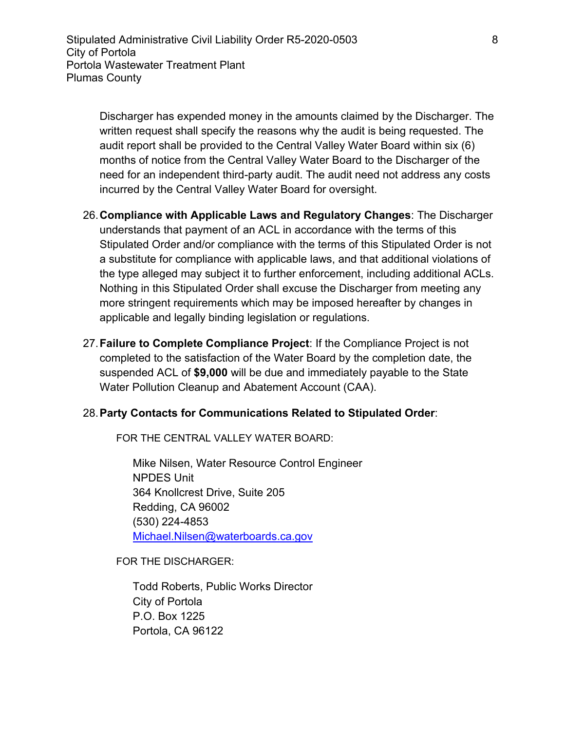Discharger has expended money in the amounts claimed by the Discharger. The written request shall specify the reasons why the audit is being requested. The audit report shall be provided to the Central Valley Water Board within six (6) months of notice from the Central Valley Water Board to the Discharger of the need for an independent third-party audit. The audit need not address any costs incurred by the Central Valley Water Board for oversight.

26. **Compliance with Applicable Laws and Regulatory Changes**: The Discharger understands that payment of an ACL in accordance with the terms of this Stipulated Order and/or compliance with the terms of this Stipulated Order is not a substitute for compliance with applicable laws, and that additional violations of the type alleged may subject it to further enforcement, including additional ACLs. Nothing in this Stipulated Order shall excuse the Discharger from meeting any more stringent requirements which may be imposed hereafter by changes in applicable and legally binding legislation or regulations.

27. **Failure to Complete Compliance Project**: If the Compliance Project is not completed to the satisfaction of the Water Board by the completion date, the suspended ACL of **$9,000** will be due and immediately payable to the State Water Pollution Cleanup and Abatement Account (CAA).

28. **Party Contacts for Communications Related to Stipulated Order**:

FOR THE CENTRAL VALLEY WATER BOARD:

Mike Nilsen, Water Resource Control Engineer
NPDES Unit
364 Knollcrest Drive, Suite 205
Redding, CA 96002
(530) 224-4853
Michael.Nilsen@waterboards.ca.gov

FOR THE DISCHARGER:

Todd Roberts, Public Works Director
City of Portola
P.O. Box 1225
Portola, CA 96122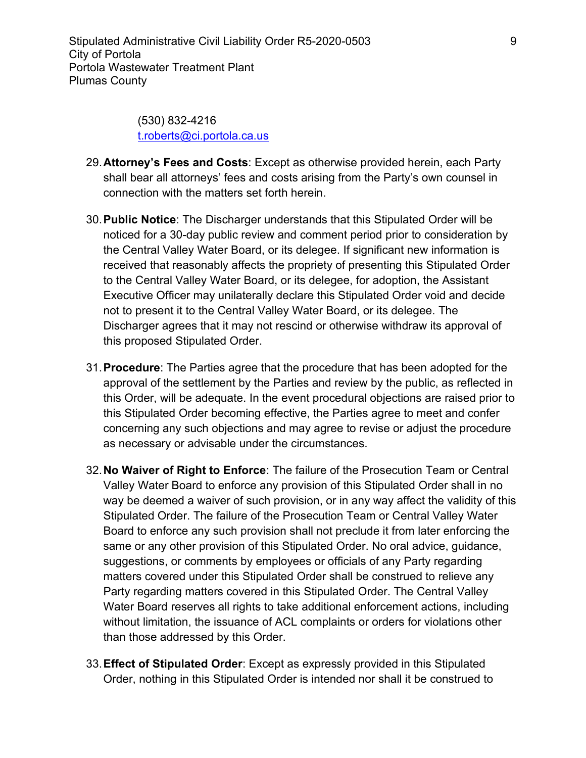(530) 832-4216
t.roberts@ci.portola.ca.us

29. **Attorney's Fees and Costs**: Except as otherwise provided herein, each Party shall bear all attorneys' fees and costs arising from the Party's own counsel in connection with the matters set forth herein.

30. **Public Notice**: The Discharger understands that this Stipulated Order will be noticed for a 30-day public review and comment period prior to consideration by the Central Valley Water Board, or its delegee. If significant new information is received that reasonably affects the propriety of presenting this Stipulated Order to the Central Valley Water Board, or its delegee, for adoption, the Assistant Executive Officer may unilaterally declare this Stipulated Order void and decide not to present it to the Central Valley Water Board, or its delegee. The Discharger agrees that it may not rescind or otherwise withdraw its approval of this proposed Stipulated Order.

31. **Procedure**: The Parties agree that the procedure that has been adopted for the approval of the settlement by the Parties and review by the public, as reflected in this Order, will be adequate. In the event procedural objections are raised prior to this Stipulated Order becoming effective, the Parties agree to meet and confer concerning any such objections and may agree to revise or adjust the procedure as necessary or advisable under the circumstances.

32. **No Waiver of Right to Enforce**: The failure of the Prosecution Team or Central Valley Water Board to enforce any provision of this Stipulated Order shall in no way be deemed a waiver of such provision, or in any way affect the validity of this Stipulated Order. The failure of the Prosecution Team or Central Valley Water Board to enforce any such provision shall not preclude it from later enforcing the same or any other provision of this Stipulated Order. No oral advice, guidance, suggestions, or comments by employees or officials of any Party regarding matters covered under this Stipulated Order shall be construed to relieve any Party regarding matters covered in this Stipulated Order. The Central Valley Water Board reserves all rights to take additional enforcement actions, including without limitation, the issuance of ACL complaints or orders for violations other than those addressed by this Order.

33. **Effect of Stipulated Order**: Except as expressly provided in this Stipulated Order, nothing in this Stipulated Order is intended nor shall it be construed to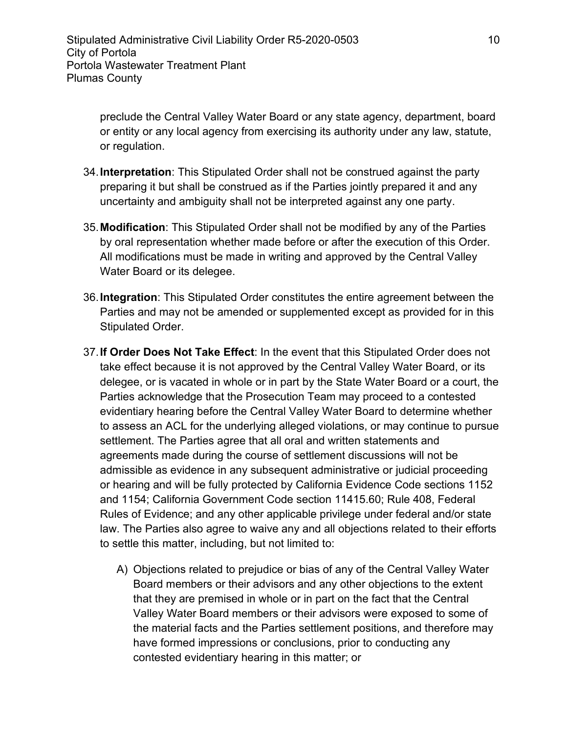preclude the Central Valley Water Board or any state agency, department, board or entity or any local agency from exercising its authority under any law, statute, or regulation.

34. **Interpretation**: This Stipulated Order shall not be construed against the party preparing it but shall be construed as if the Parties jointly prepared it and any uncertainty and ambiguity shall not be interpreted against any one party.

35. **Modification**: This Stipulated Order shall not be modified by any of the Parties by oral representation whether made before or after the execution of this Order. All modifications must be made in writing and approved by the Central Valley Water Board or its delegee.

36. **Integration**: This Stipulated Order constitutes the entire agreement between the Parties and may not be amended or supplemented except as provided for in this Stipulated Order.

37. **If Order Does Not Take Effect**: In the event that this Stipulated Order does not take effect because it is not approved by the Central Valley Water Board, or its delegee, or is vacated in whole or in part by the State Water Board or a court, the Parties acknowledge that the Prosecution Team may proceed to a contested evidentiary hearing before the Central Valley Water Board to determine whether to assess an ACL for the underlying alleged violations, or may continue to pursue settlement. The Parties agree that all oral and written statements and agreements made during the course of settlement discussions will not be admissible as evidence in any subsequent administrative or judicial proceeding or hearing and will be fully protected by California Evidence Code sections 1152 and 1154; California Government Code section 11415.60; Rule 408, Federal Rules of Evidence; and any other applicable privilege under federal and/or state law. The Parties also agree to waive any and all objections related to their efforts to settle this matter, including, but not limited to:

    A) Objections related to prejudice or bias of any of the Central Valley Water Board members or their advisors and any other objections to the extent that they are premised in whole or in part on the fact that the Central Valley Water Board members or their advisors were exposed to some of the material facts and the Parties settlement positions, and therefore may have formed impressions or conclusions, prior to conducting any contested evidentiary hearing in this matter; or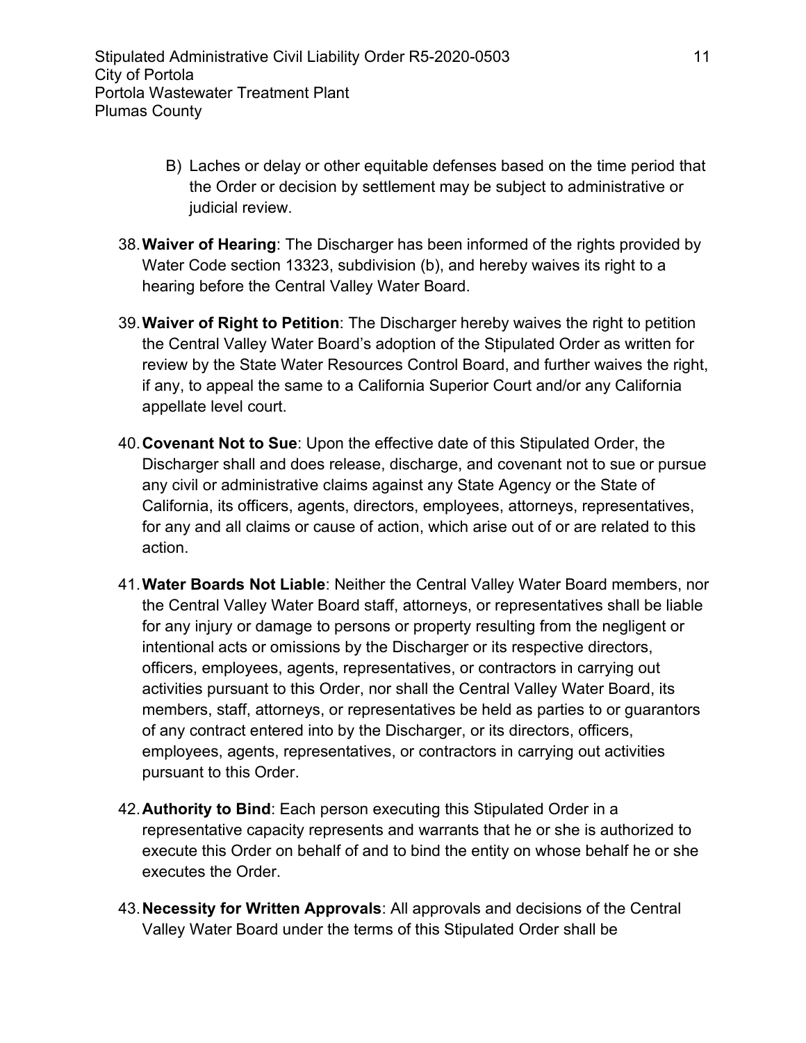B) Laches or delay or other equitable defenses based on the time period that the Order or decision by settlement may be subject to administrative or judicial review.

38. **Waiver of Hearing**: The Discharger has been informed of the rights provided by Water Code section 13323, subdivision (b), and hereby waives its right to a hearing before the Central Valley Water Board.

39. **Waiver of Right to Petition**: The Discharger hereby waives the right to petition the Central Valley Water Board's adoption of the Stipulated Order as written for review by the State Water Resources Control Board, and further waives the right, if any, to appeal the same to a California Superior Court and/or any California appellate level court.

40. **Covenant Not to Sue**: Upon the effective date of this Stipulated Order, the Discharger shall and does release, discharge, and covenant not to sue or pursue any civil or administrative claims against any State Agency or the State of California, its officers, agents, directors, employees, attorneys, representatives, for any and all claims or cause of action, which arise out of or are related to this action.

41. **Water Boards Not Liable**: Neither the Central Valley Water Board members, nor the Central Valley Water Board staff, attorneys, or representatives shall be liable for any injury or damage to persons or property resulting from the negligent or intentional acts or omissions by the Discharger or its respective directors, officers, employees, agents, representatives, or contractors in carrying out activities pursuant to this Order, nor shall the Central Valley Water Board, its members, staff, attorneys, or representatives be held as parties to or guarantors of any contract entered into by the Discharger, or its directors, officers, employees, agents, representatives, or contractors in carrying out activities pursuant to this Order.

42. **Authority to Bind**: Each person executing this Stipulated Order in a representative capacity represents and warrants that he or she is authorized to execute this Order on behalf of and to bind the entity on whose behalf he or she executes the Order.

43. **Necessity for Written Approvals**: All approvals and decisions of the Central Valley Water Board under the terms of this Stipulated Order shall be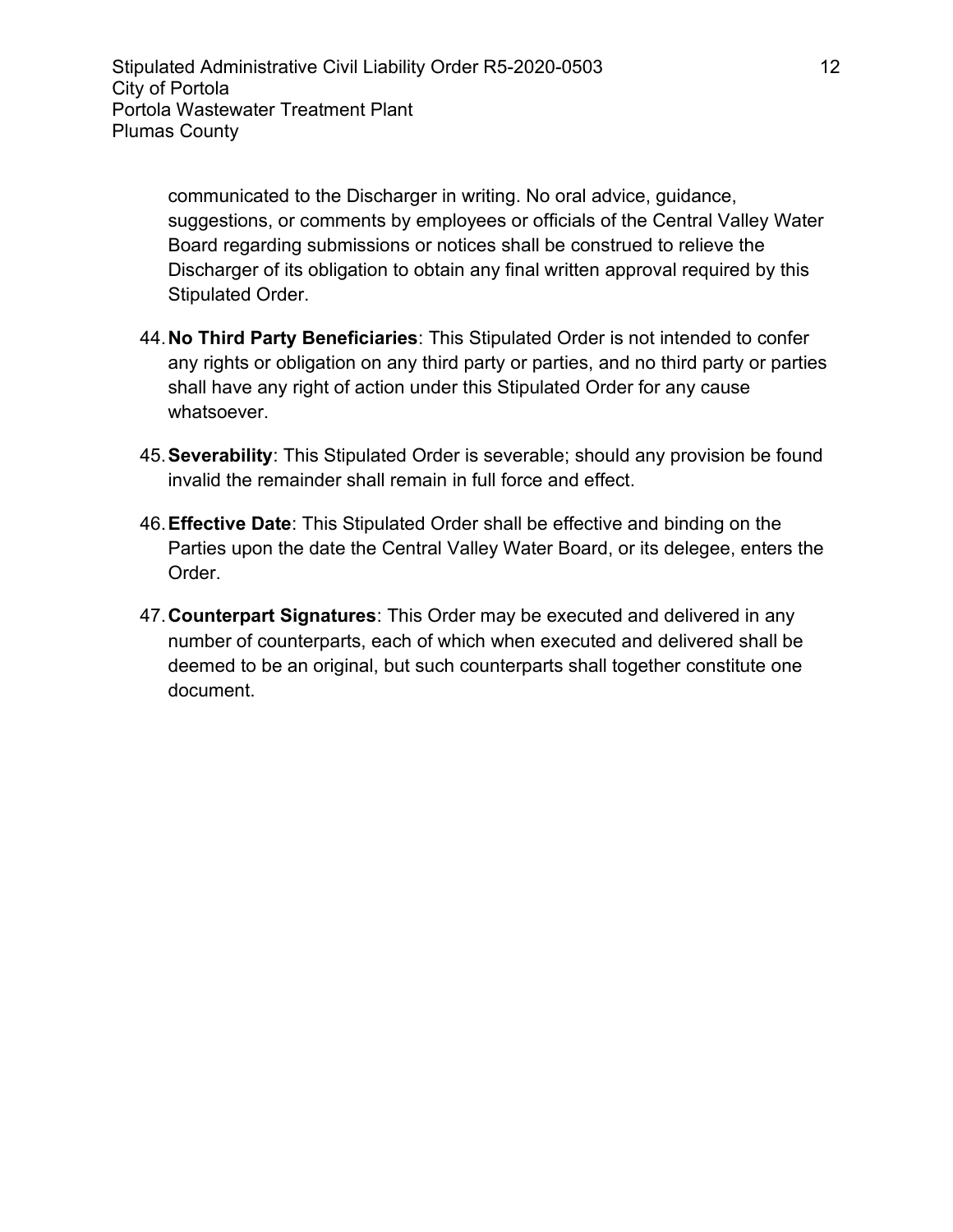communicated to the Discharger in writing. No oral advice, guidance, suggestions, or comments by employees or officials of the Central Valley Water Board regarding submissions or notices shall be construed to relieve the Discharger of its obligation to obtain any final written approval required by this Stipulated Order.

44. **No Third Party Beneficiaries**: This Stipulated Order is not intended to confer any rights or obligation on any third party or parties, and no third party or parties shall have any right of action under this Stipulated Order for any cause whatsoever.

45. **Severability**: This Stipulated Order is severable; should any provision be found invalid the remainder shall remain in full force and effect.

46. **Effective Date**: This Stipulated Order shall be effective and binding on the Parties upon the date the Central Valley Water Board, or its delegee, enters the Order.

47. **Counterpart Signatures**: This Order may be executed and delivered in any number of counterparts, each of which when executed and delivered shall be deemed to be an original, but such counterparts shall together constitute one document.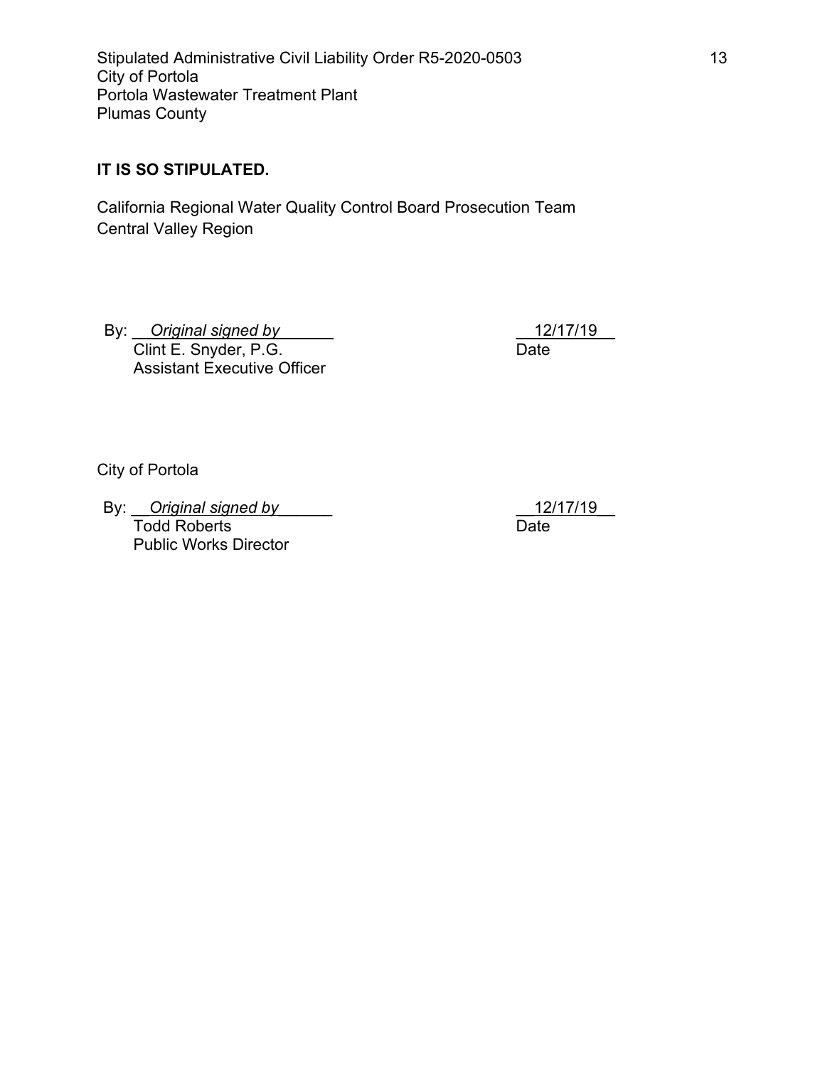**IT IS SO STIPULATED.**

California Regional Water Quality Control Board Prosecution Team
Central Valley Region

By: *Original signed by*
Clint E. Snyder, P.G.
Assistant Executive Officer

12/17/19
Date

City of Portola

By: *Original signed by*
Todd Roberts
Public Works Director

12/17/19
Date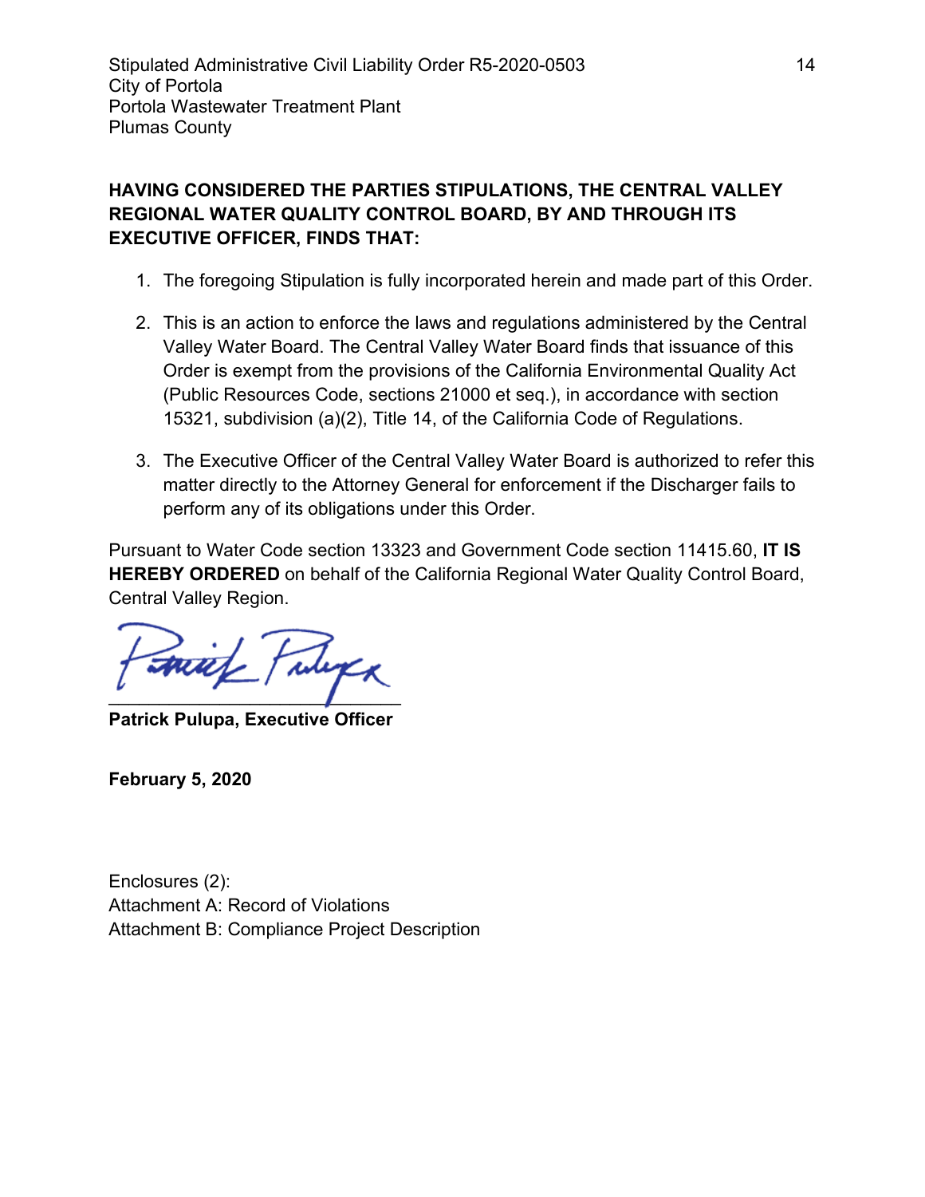**HAVING CONSIDERED THE PARTIES STIPULATIONS, THE CENTRAL VALLEY REGIONAL WATER QUALITY CONTROL BOARD, BY AND THROUGH ITS EXECUTIVE OFFICER, FINDS THAT:**

1. The foregoing Stipulation is fully incorporated herein and made part of this Order.

2. This is an action to enforce the laws and regulations administered by the Central Valley Water Board. The Central Valley Water Board finds that issuance of this Order is exempt from the provisions of the California Environmental Quality Act (Public Resources Code, sections 21000 et seq.), in accordance with section 15321, subdivision (a)(2), Title 14, of the California Code of Regulations.

3. The Executive Officer of the Central Valley Water Board is authorized to refer this matter directly to the Attorney General for enforcement if the Discharger fails to perform any of its obligations under this Order.

Pursuant to Water Code section 13323 and Government Code section 11415.60, **IT IS HEREBY ORDERED** on behalf of the California Regional Water Quality Control Board, Central Valley Region.

**Patrick Pulupa, Executive Officer**

**February 5, 2020**

Enclosures (2):
Attachment A: Record of Violations
Attachment B: Compliance Project Description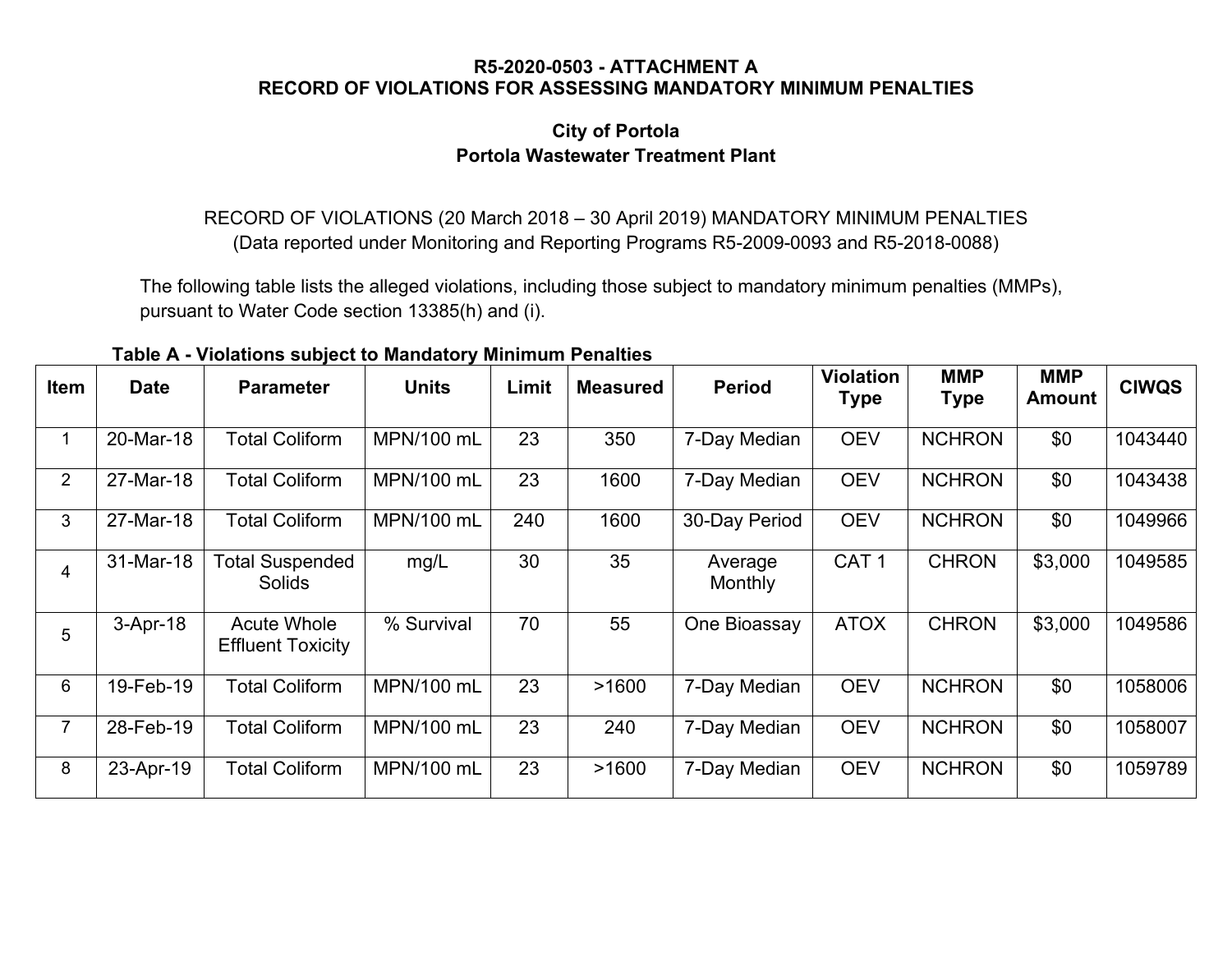**R5-2020-0503 - ATTACHMENT A**
**RECORD OF VIOLATIONS FOR ASSESSING MANDATORY MINIMUM PENALTIES**

**City of Portola**
**Portola Wastewater Treatment Plant**

RECORD OF VIOLATIONS (20 March 2018 – 30 April 2019) MANDATORY MINIMUM PENALTIES
(Data reported under Monitoring and Reporting Programs R5-2009-0093 and R5-2018-0088)

The following table lists the alleged violations, including those subject to mandatory minimum penalties (MMPs), pursuant to Water Code section 13385(h) and (i).

**Table A - Violations subject to Mandatory Minimum Penalties**

| Item | Date | Parameter | Units | Limit | Measured | Period | Violation Type | MMP Type | MMP Amount | CIWQS |
|---|---|---|---|---|---|---|---|---|---|---|
| 1 | 20-Mar-18 | Total Coliform | MPN/100 mL | 23 | 350 | 7-Day Median | OEV | NCHRON | $0 | 1043440 |
| 2 | 27-Mar-18 | Total Coliform | MPN/100 mL | 23 | 1600 | 7-Day Median | OEV | NCHRON | $0 | 1043438 |
| 3 | 27-Mar-18 | Total Coliform | MPN/100 mL | 240 | 1600 | 30-Day Period | OEV | NCHRON | $0 | 1049966 |
| 4 | 31-Mar-18 | Total Suspended Solids | mg/L | 30 | 35 | Average Monthly | CAT 1 | CHRON | $3,000 | 1049585 |
| 5 | 3-Apr-18 | Acute Whole Effluent Toxicity | % Survival | 70 | 55 | One Bioassay | ATOX | CHRON | $3,000 | 1049586 |
| 6 | 19-Feb-19 | Total Coliform | MPN/100 mL | 23 | >1600 | 7-Day Median | OEV | NCHRON | $0 | 1058006 |
| 7 | 28-Feb-19 | Total Coliform | MPN/100 mL | 23 | 240 | 7-Day Median | OEV | NCHRON | $0 | 1058007 |
| 8 | 23-Apr-19 | Total Coliform | MPN/100 mL | 23 | >1600 | 7-Day Median | OEV | NCHRON | $0 | 1059789 |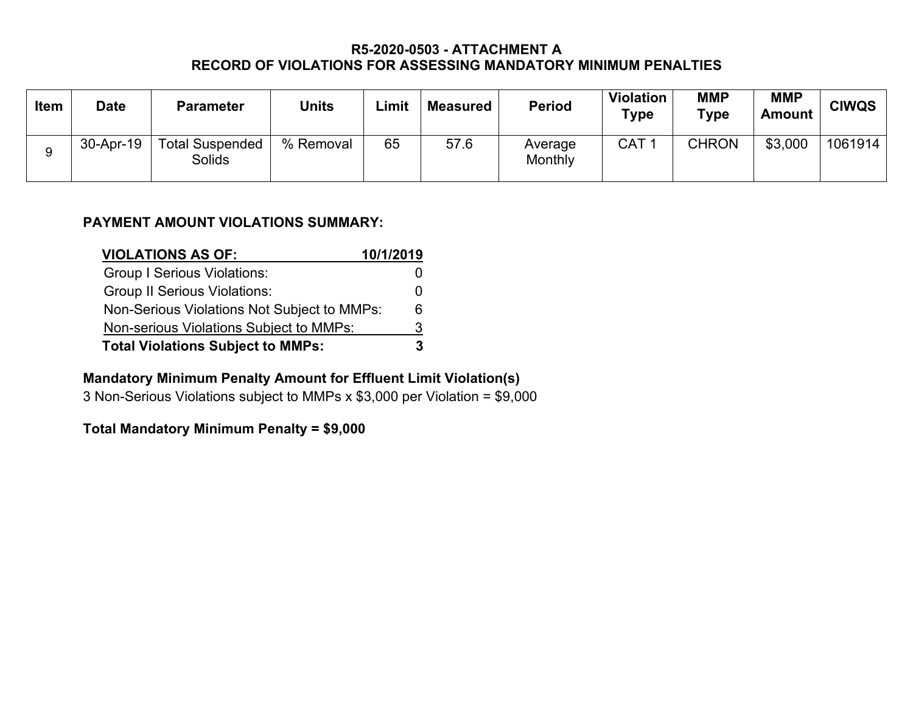## R5-2020-0503 - ATTACHMENT A
## RECORD OF VIOLATIONS FOR ASSESSING MANDATORY MINIMUM PENALTIES

| Item | Date | Parameter | Units | Limit | Measured | Period | Violation Type | MMP Type | MMP Amount | CIWQS |
|---|---|---|---|---|---|---|---|---|---|---|
| 9 | 30-Apr-19 | Total Suspended Solids | % Removal | 65 | 57.6 | Average Monthly | CAT 1 | CHRON | $3,000 | 1061914 |

**PAYMENT AMOUNT VIOLATIONS SUMMARY:**

| VIOLATIONS AS OF: | 10/1/2019 |
|---|---|
| Group I Serious Violations: | 0 |
| Group II Serious Violations: | 0 |
| Non-Serious Violations Not Subject to MMPs: | 6 |
| Non-serious Violations Subject to MMPs: | 3 |
| **Total Violations Subject to MMPs:** | **3** |

**Mandatory Minimum Penalty Amount for Effluent Limit Violation(s)**

3 Non-Serious Violations subject to MMPs x $3,000 per Violation = $9,000

**Total Mandatory Minimum Penalty = $9,000**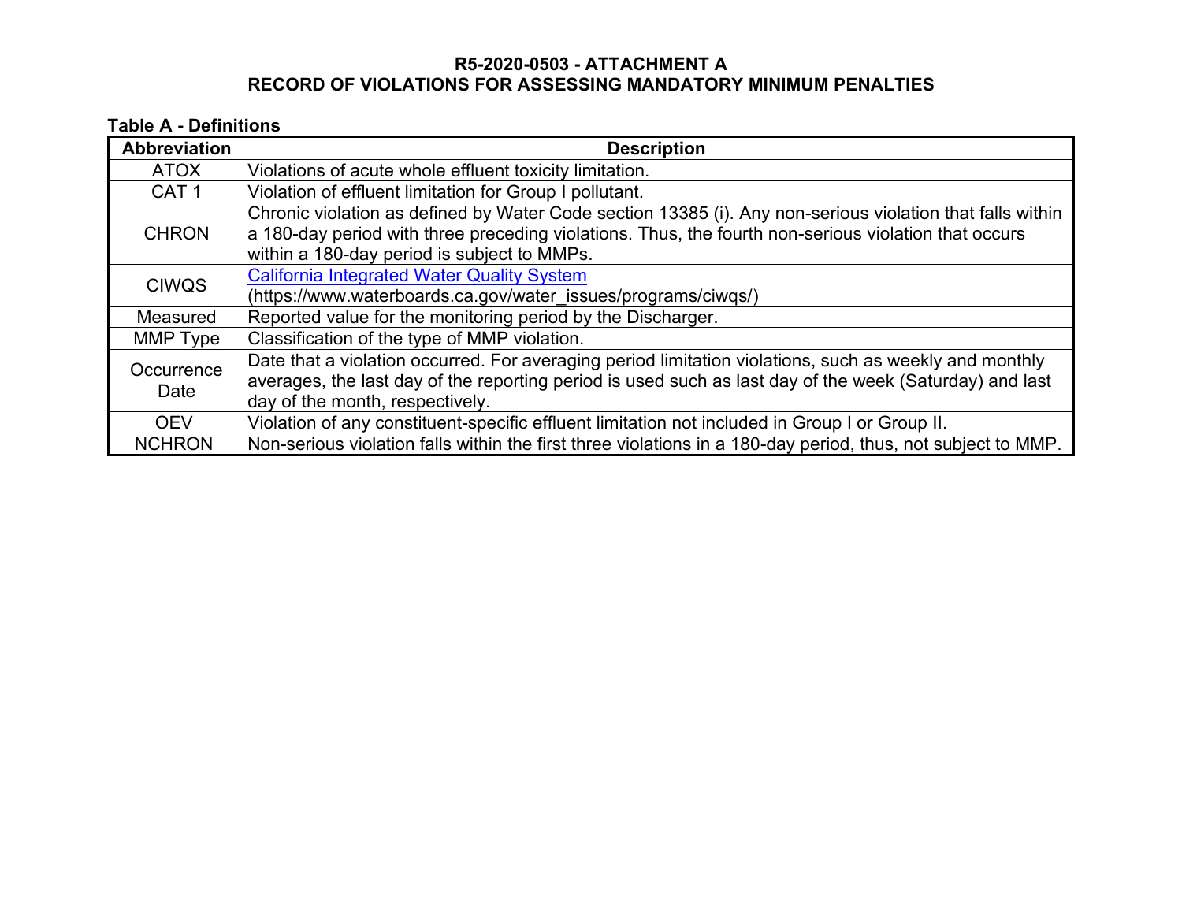**R5-2020-0503 - ATTACHMENT A**
**RECORD OF VIOLATIONS FOR ASSESSING MANDATORY MINIMUM PENALTIES**

**Table A - Definitions**

| Abbreviation | Description |
|---|---|
| ATOX | Violations of acute whole effluent toxicity limitation. |
| CAT 1 | Violation of effluent limitation for Group I pollutant. |
| CHRON | Chronic violation as defined by Water Code section 13385 (i). Any non-serious violation that falls within a 180-day period with three preceding violations. Thus, the fourth non-serious violation that occurs within a 180-day period is subject to MMPs. |
| CIWQS | [California Integrated Water Quality System](https://www.waterboards.ca.gov/water_issues/programs/ciwqs/) (https://www.waterboards.ca.gov/water_issues/programs/ciwqs/) |
| Measured | Reported value for the monitoring period by the Discharger. |
| MMP Type | Classification of the type of MMP violation. |
| Occurrence Date | Date that a violation occurred. For averaging period limitation violations, such as weekly and monthly averages, the last day of the reporting period is used such as last day of the week (Saturday) and last day of the month, respectively. |
| OEV | Violation of any constituent-specific effluent limitation not included in Group I or Group II. |
| NCHRON | Non-serious violation falls within the first three violations in a 180-day period, thus, not subject to MMP. |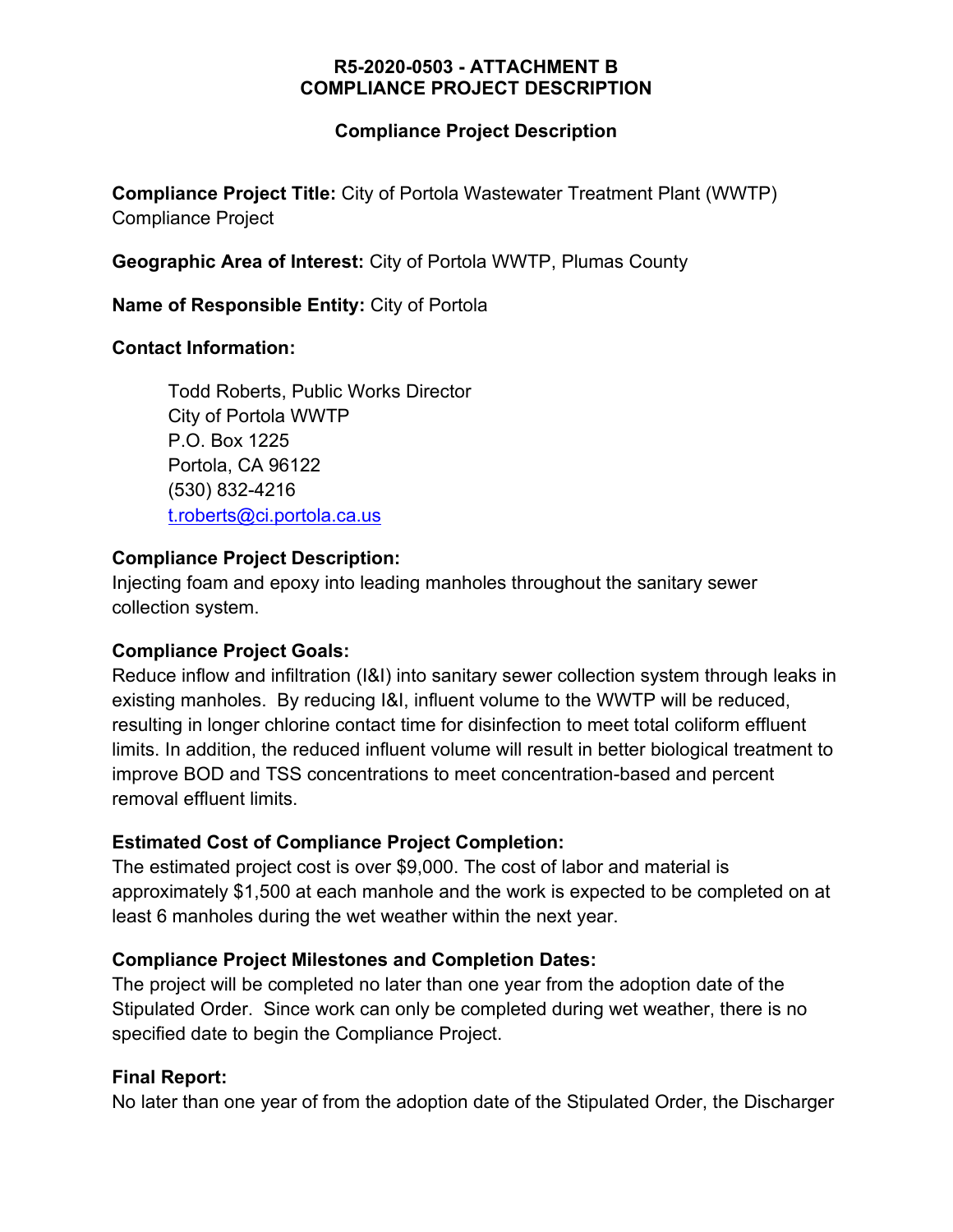**R5-2020-0503 - ATTACHMENT B**
**COMPLIANCE PROJECT DESCRIPTION**

**Compliance Project Description**

**Compliance Project Title:** City of Portola Wastewater Treatment Plant (WWTP) Compliance Project

**Geographic Area of Interest:** City of Portola WWTP, Plumas County

**Name of Responsible Entity:** City of Portola

**Contact Information:**

> Todd Roberts, Public Works Director
> City of Portola WWTP
> P.O. Box 1225
> Portola, CA 96122
> (530) 832-4216
> t.roberts@ci.portola.ca.us

**Compliance Project Description:**
Injecting foam and epoxy into leading manholes throughout the sanitary sewer collection system.

**Compliance Project Goals:**
Reduce inflow and infiltration (I&I) into sanitary sewer collection system through leaks in existing manholes. By reducing I&I, influent volume to the WWTP will be reduced, resulting in longer chlorine contact time for disinfection to meet total coliform effluent limits. In addition, the reduced influent volume will result in better biological treatment to improve BOD and TSS concentrations to meet concentration-based and percent removal effluent limits.

**Estimated Cost of Compliance Project Completion:**
The estimated project cost is over $9,000. The cost of labor and material is approximately $1,500 at each manhole and the work is expected to be completed on at least 6 manholes during the wet weather within the next year.

**Compliance Project Milestones and Completion Dates:**
The project will be completed no later than one year from the adoption date of the Stipulated Order. Since work can only be completed during wet weather, there is no specified date to begin the Compliance Project.

**Final Report:**
No later than one year of from the adoption date of the Stipulated Order, the Discharger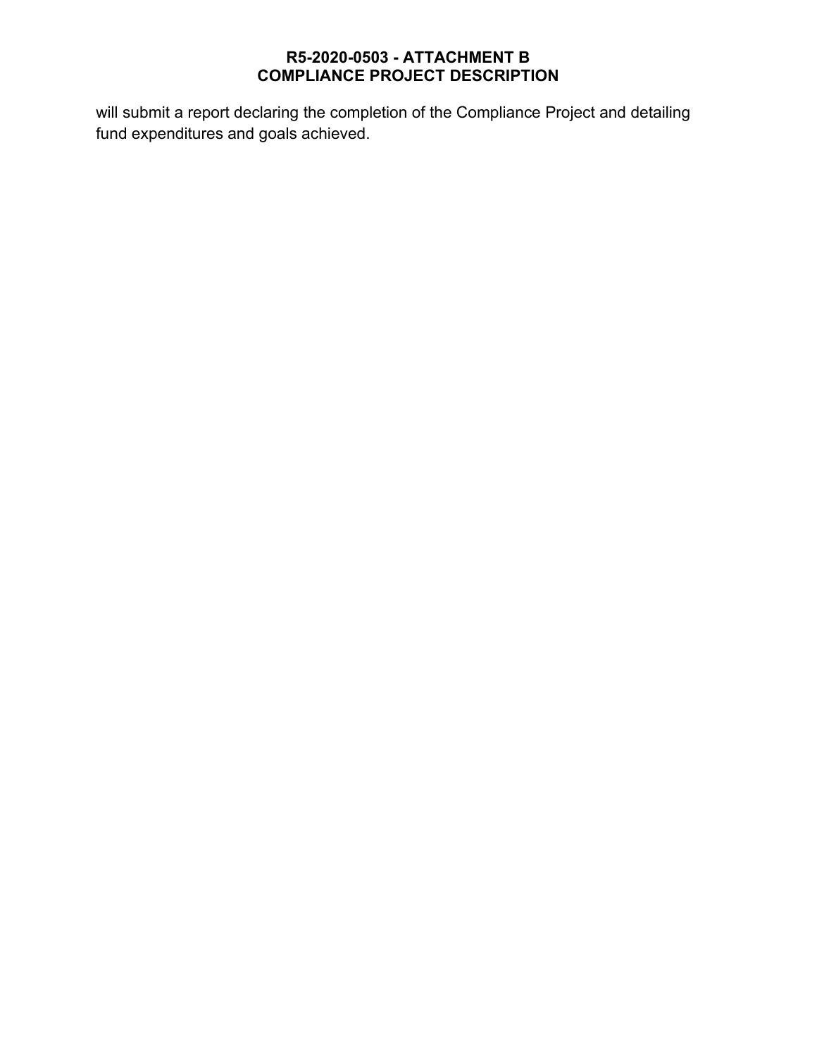will submit a report declaring the completion of the Compliance Project and detailing fund expenditures and goals achieved.